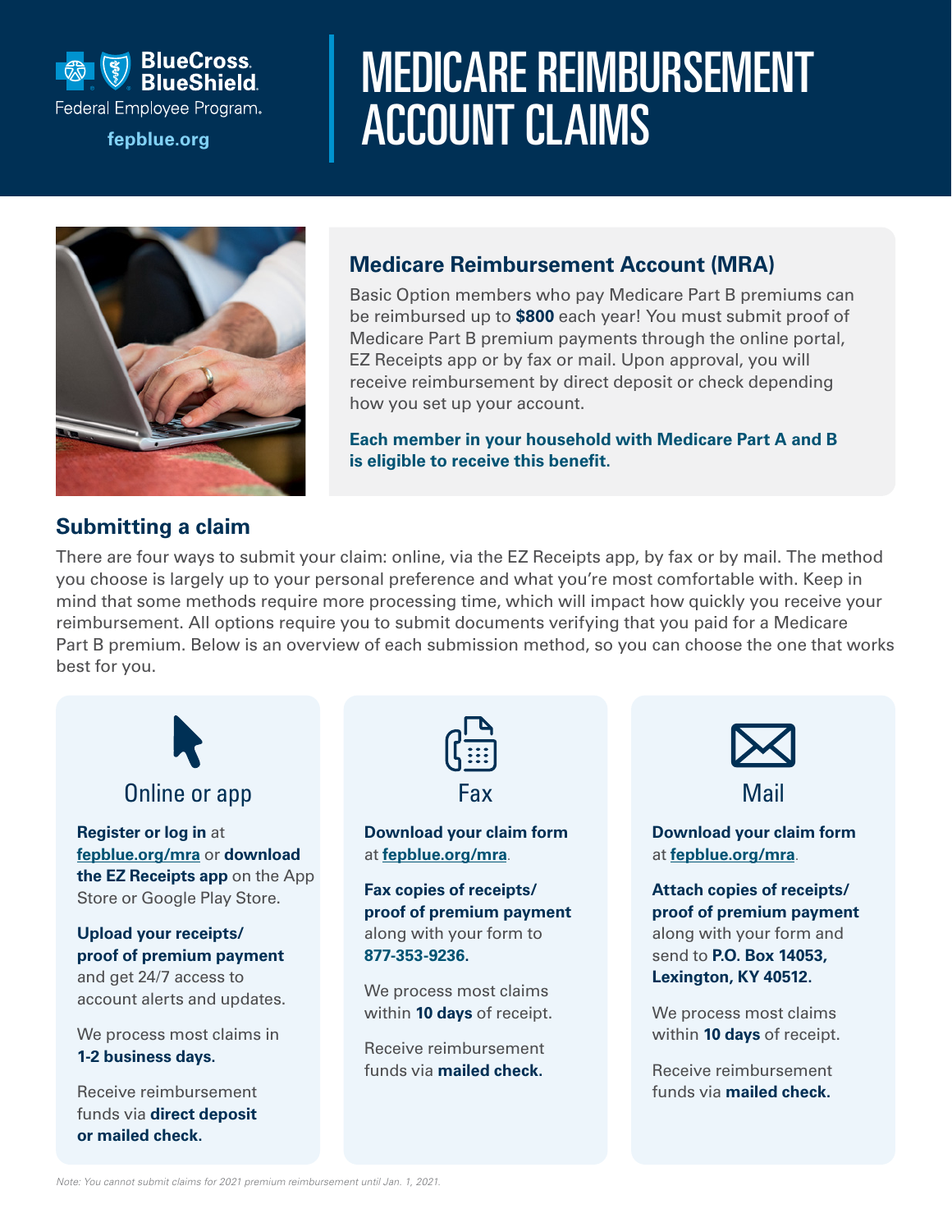BlueCross BlueShield Federal Employee Program.

fepblue.org

# MEDICARE REIMBURSEMENT ACCOUNT CLAIMS

## Medicare Reimbursement Account (MRA)

Basic Option members who pay Medicare Part B premiums can be reimbursed up to **$800** each year! You must submit proof of Medicare Part B premium payments through the online portal, EZ Receipts app or by fax or mail. Upon approval, you will receive reimbursement by direct deposit or check depending how you set up your account.

**Each member in your household with Medicare Part A and B is eligible to receive this benefit.**

## Submitting a claim

There are four ways to submit your claim: online, via the EZ Receipts app, by fax or by mail. The method you choose is largely up to your personal preference and what you're most comfortable with. Keep in mind that some methods require more processing time, which will impact how quickly you receive your reimbursement. All options require you to submit documents verifying that you paid for a Medicare Part B premium. Below is an overview of each submission method, so you can choose the one that works best for you.

### Online or app

**Register or log in** at fepblue.org/mra or **download the EZ Receipts app** on the App Store or Google Play Store.

**Upload your receipts/ proof of premium payment** and get 24/7 access to account alerts and updates.

We process most claims in **1-2 business days.**

Receive reimbursement funds via **direct deposit or mailed check.**

### Fax

**Download your claim form** at fepblue.org/mra.

**Fax copies of receipts/ proof of premium payment** along with your form to **877-353-9236.**

We process most claims within **10 days** of receipt.

Receive reimbursement funds via **mailed check.**

### Mail

**Download your claim form** at fepblue.org/mra.

**Attach copies of receipts/ proof of premium payment** along with your form and send to **P.O. Box 14053, Lexington, KY 40512.**

We process most claims within **10 days** of receipt.

Receive reimbursement funds via **mailed check.**

*Note: You cannot submit claims for 2021 premium reimbursement until Jan. 1, 2021.*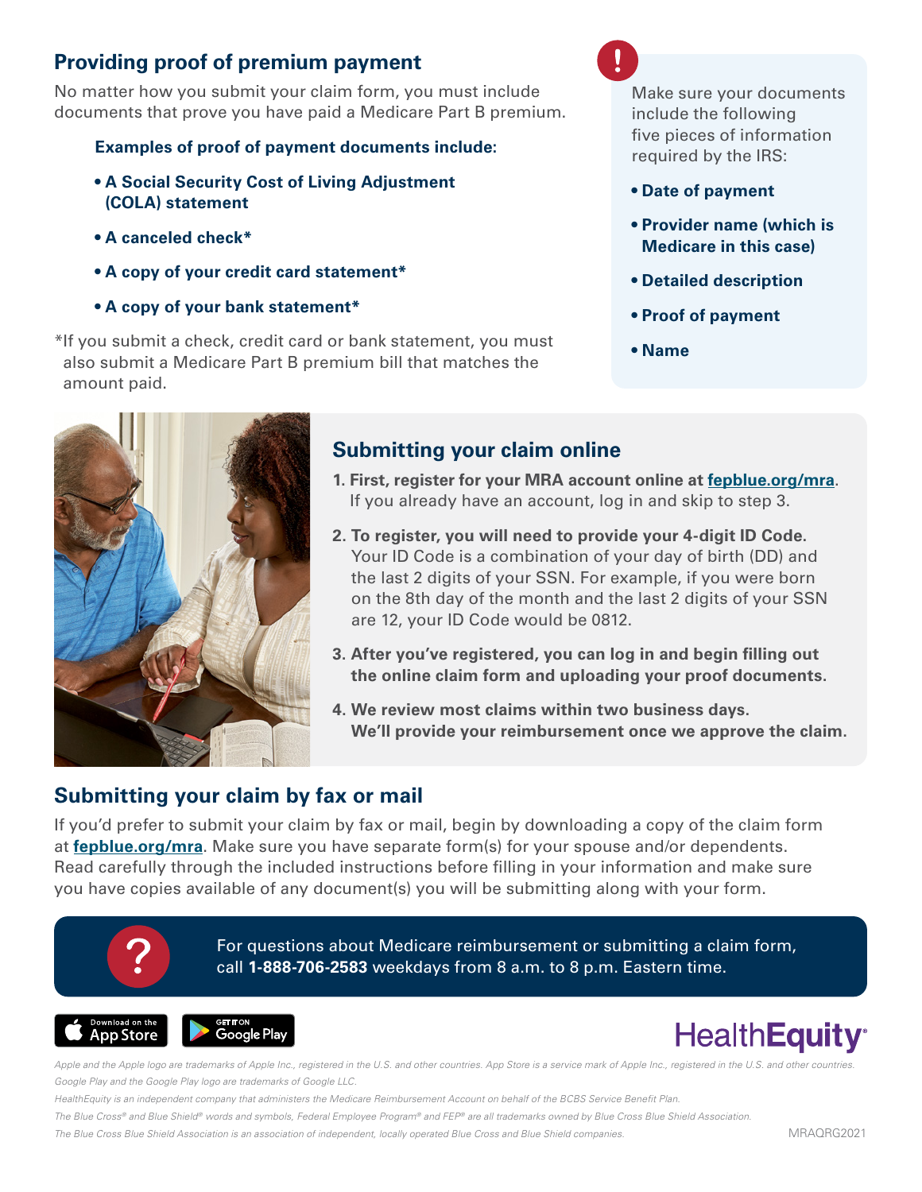## Providing proof of premium payment

No matter how you submit your claim form, you must include documents that prove you have paid a Medicare Part B premium.

**Examples of proof of payment documents include:**

- **A Social Security Cost of Living Adjustment (COLA) statement**
- **A canceled check***
- **A copy of your credit card statement***
- **A copy of your bank statement***

*If you submit a check, credit card or bank statement, you must also submit a Medicare Part B premium bill that matches the amount paid.

Make sure your documents include the following five pieces of information required by the IRS:

- **Date of payment**
- **Provider name (which is Medicare in this case)**
- **Detailed description**
- **Proof of payment**
- **Name**

## Submitting your claim online

1. **First, register for your MRA account online at fepblue.org/mra.** If you already have an account, log in and skip to step 3.
2. **To register, you will need to provide your 4-digit ID Code.** Your ID Code is a combination of your day of birth (DD) and the last 2 digits of your SSN. For example, if you were born on the 8th day of the month and the last 2 digits of your SSN are 12, your ID Code would be 0812.
3. **After you've registered, you can log in and begin filling out the online claim form and uploading your proof documents.**
4. **We review most claims within two business days. We'll provide your reimbursement once we approve the claim.**

## Submitting your claim by fax or mail

If you'd prefer to submit your claim by fax or mail, begin by downloading a copy of the claim form at **fepblue.org/mra**. Make sure you have separate form(s) for your spouse and/or dependents. Read carefully through the included instructions before filling in your information and make sure you have copies available of any document(s) you will be submitting along with your form.

For questions about Medicare reimbursement or submitting a claim form, call **1-888-706-2583** weekdays from 8 a.m. to 8 p.m. Eastern time.

Download on the App Store | GET IT ON Google Play

HealthEquity®

*Apple and the Apple logo are trademarks of Apple Inc., registered in the U.S. and other countries. App Store is a service mark of Apple Inc., registered in the U.S. and other countries. Google Play and the Google Play logo are trademarks of Google LLC.*

*HealthEquity is an independent company that administers the Medicare Reimbursement Account on behalf of the BCBS Service Benefit Plan.*

*The Blue Cross® and Blue Shield® words and symbols, Federal Employee Program® and FEP® are all trademarks owned by Blue Cross Blue Shield Association.*

*The Blue Cross Blue Shield Association is an association of independent, locally operated Blue Cross and Blue Shield companies.*

MRAQRG2021